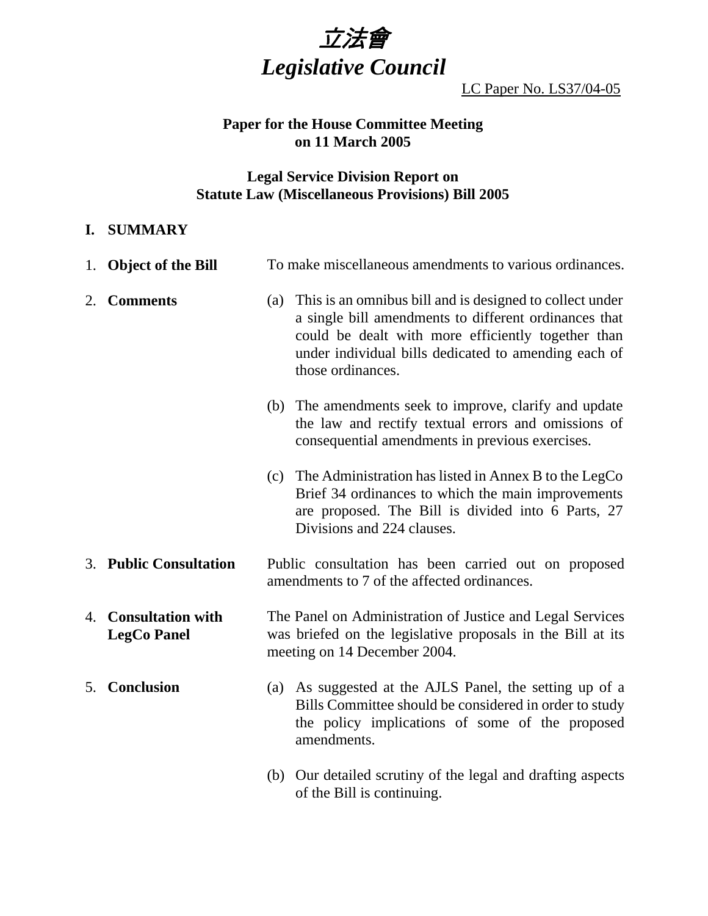# 立法會
# *Legislative Council*

LC Paper No. LS37/04-05

**Paper for the House Committee Meeting on 11 March 2005**

**Legal Service Division Report on Statute Law (Miscellaneous Provisions) Bill 2005**

## I. SUMMARY

1. **Object of the Bill**

   To make miscellaneous amendments to various ordinances.

2. **Comments**

   (a) This is an omnibus bill and is designed to collect under a single bill amendments to different ordinances that could be dealt with more efficiently together than under individual bills dedicated to amending each of those ordinances.

   (b) The amendments seek to improve, clarify and update the law and rectify textual errors and omissions of consequential amendments in previous exercises.

   (c) The Administration has listed in Annex B to the LegCo Brief 34 ordinances to which the main improvements are proposed. The Bill is divided into 6 Parts, 27 Divisions and 224 clauses.

3. **Public Consultation**

   Public consultation has been carried out on proposed amendments to 7 of the affected ordinances.

4. **Consultation with LegCo Panel**

   The Panel on Administration of Justice and Legal Services was briefed on the legislative proposals in the Bill at its meeting on 14 December 2004.

5. **Conclusion**

   (a) As suggested at the AJLS Panel, the setting up of a Bills Committee should be considered in order to study the policy implications of some of the proposed amendments.

   (b) Our detailed scrutiny of the legal and drafting aspects of the Bill is continuing.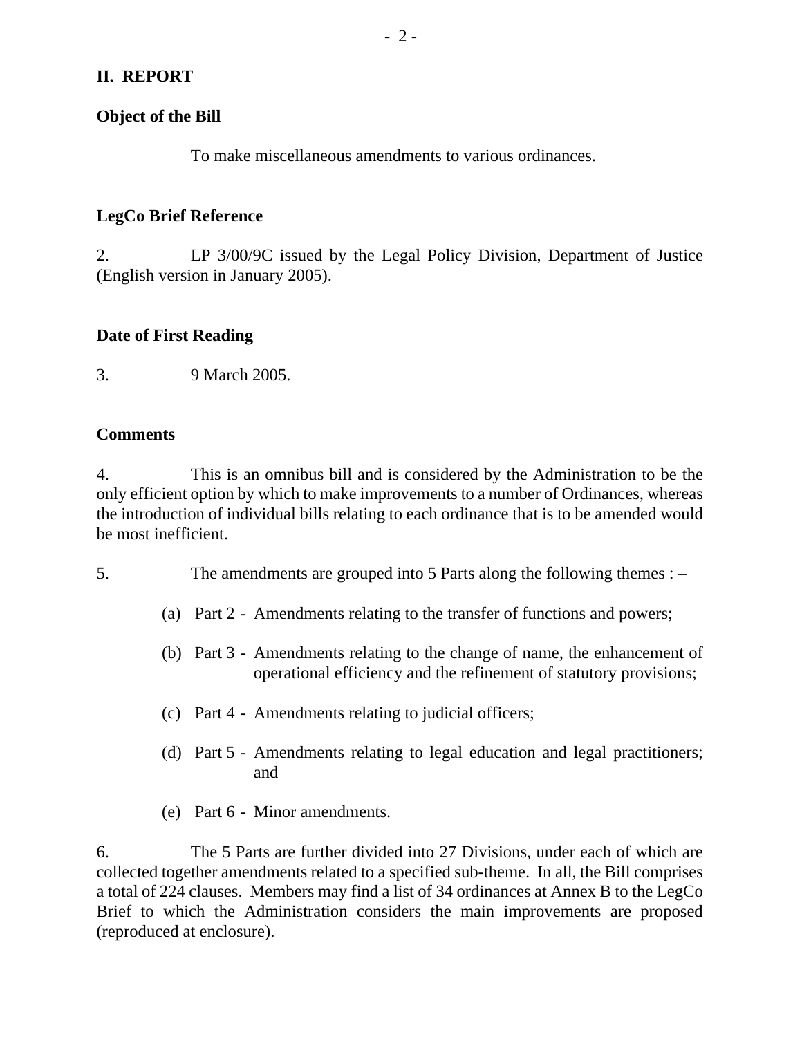## II. REPORT

### Object of the Bill

To make miscellaneous amendments to various ordinances.

### LegCo Brief Reference

2. LP 3/00/9C issued by the Legal Policy Division, Department of Justice (English version in January 2005).

### Date of First Reading

3. 9 March 2005.

### Comments

4. This is an omnibus bill and is considered by the Administration to be the only efficient option by which to make improvements to a number of Ordinances, whereas the introduction of individual bills relating to each ordinance that is to be amended would be most inefficient.

5. The amendments are grouped into 5 Parts along the following themes : –

(a) Part 2 - Amendments relating to the transfer of functions and powers;

(b) Part 3 - Amendments relating to the change of name, the enhancement of operational efficiency and the refinement of statutory provisions;

(c) Part 4 - Amendments relating to judicial officers;

(d) Part 5 - Amendments relating to legal education and legal practitioners; and

(e) Part 6 - Minor amendments.

6. The 5 Parts are further divided into 27 Divisions, under each of which are collected together amendments related to a specified sub-theme. In all, the Bill comprises a total of 224 clauses. Members may find a list of 34 ordinances at Annex B to the LegCo Brief to which the Administration considers the main improvements are proposed (reproduced at enclosure).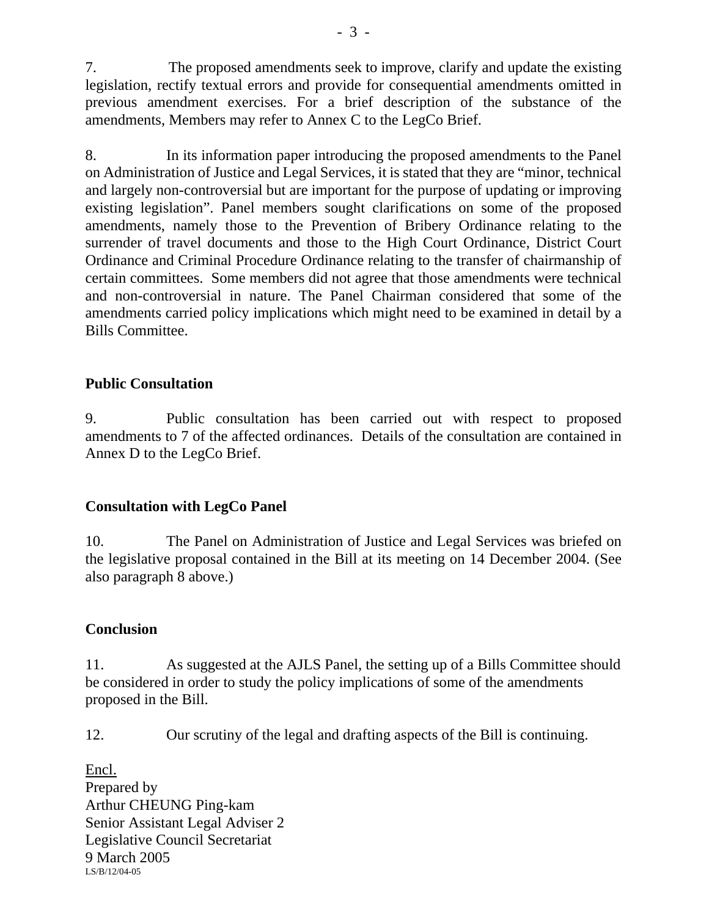7. The proposed amendments seek to improve, clarify and update the existing legislation, rectify textual errors and provide for consequential amendments omitted in previous amendment exercises. For a brief description of the substance of the amendments, Members may refer to Annex C to the LegCo Brief.

8. In its information paper introducing the proposed amendments to the Panel on Administration of Justice and Legal Services, it is stated that they are "minor, technical and largely non-controversial but are important for the purpose of updating or improving existing legislation". Panel members sought clarifications on some of the proposed amendments, namely those to the Prevention of Bribery Ordinance relating to the surrender of travel documents and those to the High Court Ordinance, District Court Ordinance and Criminal Procedure Ordinance relating to the transfer of chairmanship of certain committees. Some members did not agree that those amendments were technical and non-controversial in nature. The Panel Chairman considered that some of the amendments carried policy implications which might need to be examined in detail by a Bills Committee.

**Public Consultation**

9. Public consultation has been carried out with respect to proposed amendments to 7 of the affected ordinances. Details of the consultation are contained in Annex D to the LegCo Brief.

**Consultation with LegCo Panel**

10. The Panel on Administration of Justice and Legal Services was briefed on the legislative proposal contained in the Bill at its meeting on 14 December 2004. (See also paragraph 8 above.)

**Conclusion**

11. As suggested at the AJLS Panel, the setting up of a Bills Committee should be considered in order to study the policy implications of some of the amendments proposed in the Bill.

12. Our scrutiny of the legal and drafting aspects of the Bill is continuing.

Encl.
Prepared by
Arthur CHEUNG Ping-kam
Senior Assistant Legal Adviser 2
Legislative Council Secretariat
9 March 2005
LS/B/12/04-05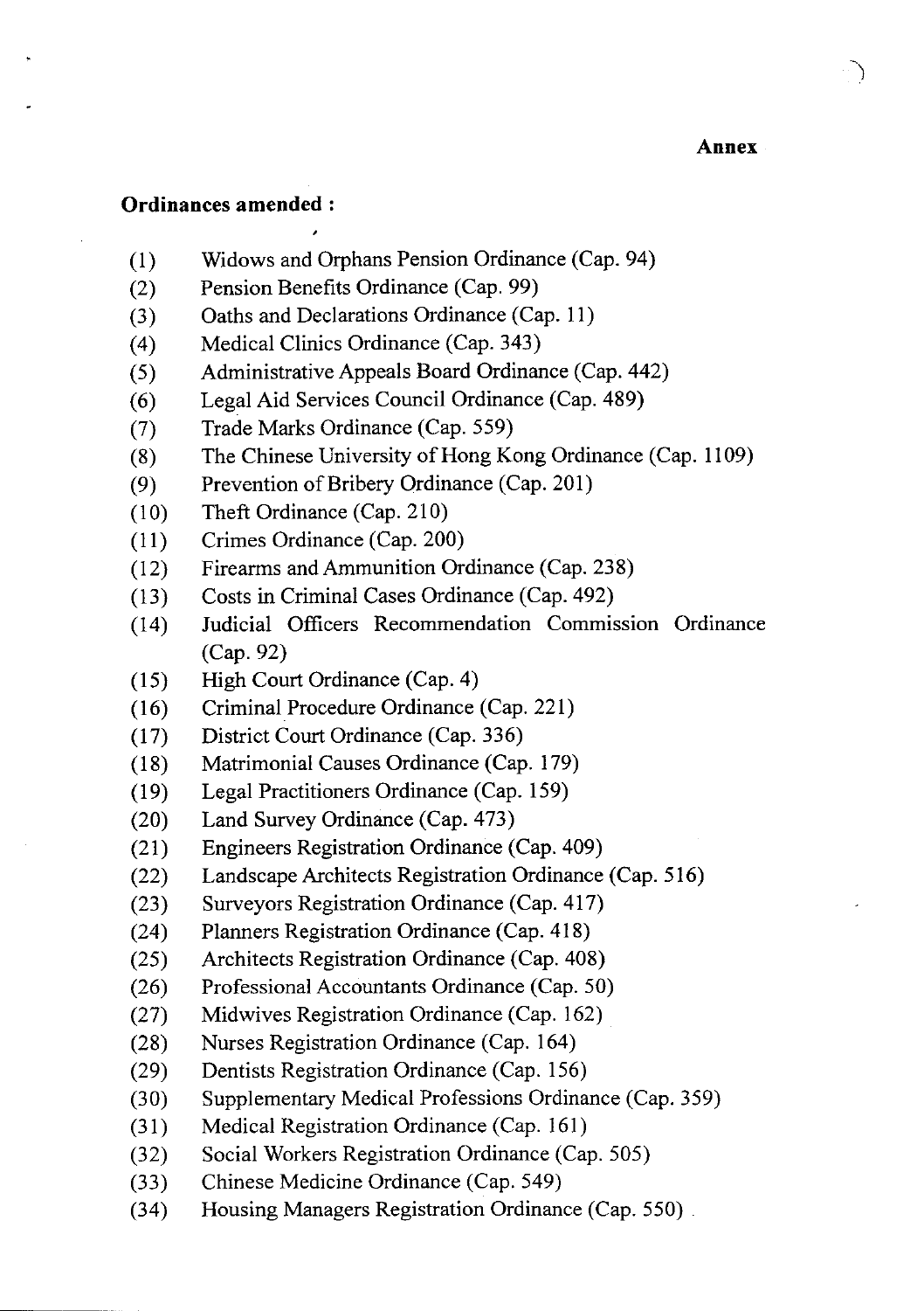**Annex**

**Ordinances amended :**

(1) Widows and Orphans Pension Ordinance (Cap. 94)
(2) Pension Benefits Ordinance (Cap. 99)
(3) Oaths and Declarations Ordinance (Cap. 11)
(4) Medical Clinics Ordinance (Cap. 343)
(5) Administrative Appeals Board Ordinance (Cap. 442)
(6) Legal Aid Services Council Ordinance (Cap. 489)
(7) Trade Marks Ordinance (Cap. 559)
(8) The Chinese University of Hong Kong Ordinance (Cap. 1109)
(9) Prevention of Bribery Ordinance (Cap. 201)
(10) Theft Ordinance (Cap. 210)
(11) Crimes Ordinance (Cap. 200)
(12) Firearms and Ammunition Ordinance (Cap. 238)
(13) Costs in Criminal Cases Ordinance (Cap. 492)
(14) Judicial Officers Recommendation Commission Ordinance (Cap. 92)
(15) High Court Ordinance (Cap. 4)
(16) Criminal Procedure Ordinance (Cap. 221)
(17) District Court Ordinance (Cap. 336)
(18) Matrimonial Causes Ordinance (Cap. 179)
(19) Legal Practitioners Ordinance (Cap. 159)
(20) Land Survey Ordinance (Cap. 473)
(21) Engineers Registration Ordinance (Cap. 409)
(22) Landscape Architects Registration Ordinance (Cap. 516)
(23) Surveyors Registration Ordinance (Cap. 417)
(24) Planners Registration Ordinance (Cap. 418)
(25) Architects Registration Ordinance (Cap. 408)
(26) Professional Accountants Ordinance (Cap. 50)
(27) Midwives Registration Ordinance (Cap. 162)
(28) Nurses Registration Ordinance (Cap. 164)
(29) Dentists Registration Ordinance (Cap. 156)
(30) Supplementary Medical Professions Ordinance (Cap. 359)
(31) Medical Registration Ordinance (Cap. 161)
(32) Social Workers Registration Ordinance (Cap. 505)
(33) Chinese Medicine Ordinance (Cap. 549)
(34) Housing Managers Registration Ordinance (Cap. 550)